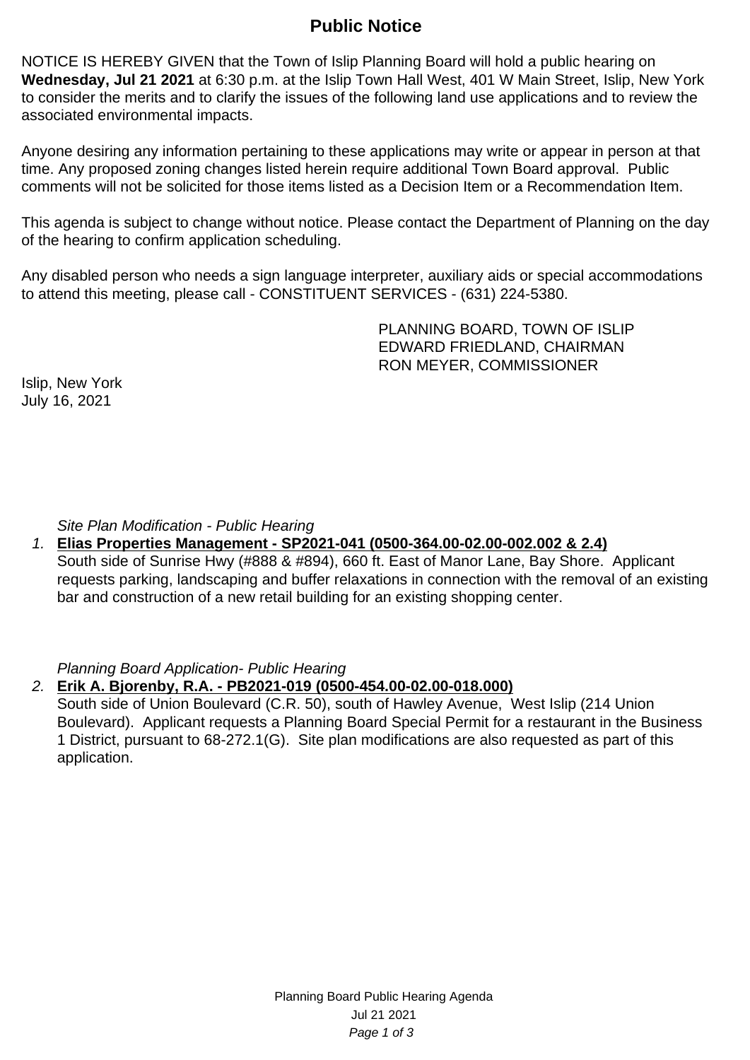# Public Notice

NOTICE IS HEREBY GIVEN that the Town of Islip Planning Board will hold a public hearing on **Wednesday, Jul 21 2021** at 6:30 p.m. at the Islip Town Hall West, 401 W Main Street, Islip, New York to consider the merits and to clarify the issues of the following land use applications and to review the associated environmental impacts.

Anyone desiring any information pertaining to these applications may write or appear in person at that time. Any proposed zoning changes listed herein require additional Town Board approval. Public comments will not be solicited for those items listed as a Decision Item or a Recommendation Item.

This agenda is subject to change without notice. Please contact the Department of Planning on the day of the hearing to confirm application scheduling.

Any disabled person who needs a sign language interpreter, auxiliary aids or special accommodations to attend this meeting, please call - CONSTITUENT SERVICES - (631) 224-5380.

PLANNING BOARD, TOWN OF ISLIP
EDWARD FRIEDLAND, CHAIRMAN
RON MEYER, COMMISSIONER

Islip, New York
July 16, 2021

*Site Plan Modification - Public Hearing*

1. **Elias Properties Management - SP2021-041 (0500-364.00-02.00-002.002 & 2.4)**
   South side of Sunrise Hwy (#888 & #894), 660 ft. East of Manor Lane, Bay Shore. Applicant requests parking, landscaping and buffer relaxations in connection with the removal of an existing bar and construction of a new retail building for an existing shopping center.

*Planning Board Application- Public Hearing*

2. **Erik A. Bjorenby, R.A. - PB2021-019 (0500-454.00-02.00-018.000)**
   South side of Union Boulevard (C.R. 50), south of Hawley Avenue, West Islip (214 Union Boulevard). Applicant requests a Planning Board Special Permit for a restaurant in the Business 1 District, pursuant to 68-272.1(G). Site plan modifications are also requested as part of this application.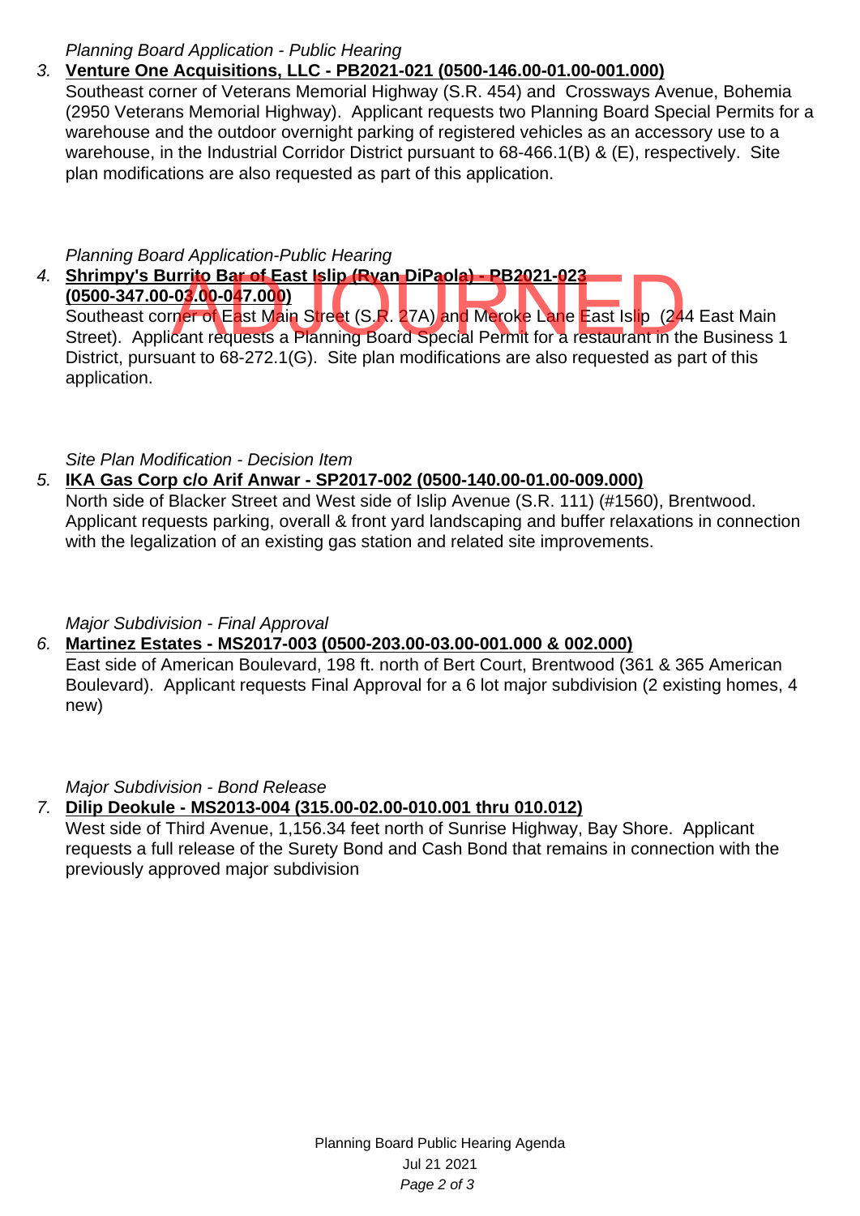*Planning Board Application - Public Hearing*

3. **Venture One Acquisitions, LLC - PB2021-021 (0500-146.00-01.00-001.000)**
   Southeast corner of Veterans Memorial Highway (S.R. 454) and Crossways Avenue, Bohemia (2950 Veterans Memorial Highway). Applicant requests two Planning Board Special Permits for a warehouse and the outdoor overnight parking of registered vehicles as an accessory use to a warehouse, in the Industrial Corridor District pursuant to 68-466.1(B) & (E), respectively. Site plan modifications are also requested as part of this application.

*Planning Board Application-Public Hearing*

4. **Shrimpy's Burrito Bar of East Islip (Ryan DiPaola) - PB2021-023 (0500-347.00-03.00-047.000)**
   Southeast corner of East Main Street (S.R. 27A) and Meroke Lane East Islip (244 East Main Street). Applicant requests a Planning Board Special Permit for a restaurant in the Business 1 District, pursuant to 68-272.1(G). Site plan modifications are also requested as part of this application.

   ADJOURNED

*Site Plan Modification - Decision Item*

5. **IKA Gas Corp c/o Arif Anwar - SP2017-002 (0500-140.00-01.00-009.000)**
   North side of Blacker Street and West side of Islip Avenue (S.R. 111) (#1560), Brentwood. Applicant requests parking, overall & front yard landscaping and buffer relaxations in connection with the legalization of an existing gas station and related site improvements.

*Major Subdivision - Final Approval*

6. **Martinez Estates - MS2017-003 (0500-203.00-03.00-001.000 & 002.000)**
   East side of American Boulevard, 198 ft. north of Bert Court, Brentwood (361 & 365 American Boulevard). Applicant requests Final Approval for a 6 lot major subdivision (2 existing homes, 4 new)

*Major Subdivision - Bond Release*

7. **Dilip Deokule - MS2013-004 (315.00-02.00-010.001 thru 010.012)**
   West side of Third Avenue, 1,156.34 feet north of Sunrise Highway, Bay Shore. Applicant requests a full release of the Surety Bond and Cash Bond that remains in connection with the previously approved major subdivision

Planning Board Public Hearing Agenda
Jul 21 2021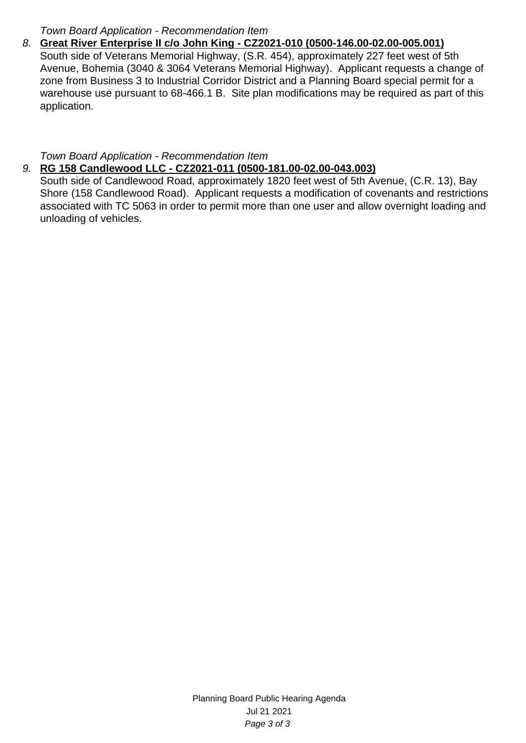*Town Board Application - Recommendation Item*

8. **Great River Enterprise II c/o John King - CZ2021-010 (0500-146.00-02.00-005.001)**
   South side of Veterans Memorial Highway, (S.R. 454), approximately 227 feet west of 5th Avenue, Bohemia (3040 & 3064 Veterans Memorial Highway). Applicant requests a change of zone from Business 3 to Industrial Corridor District and a Planning Board special permit for a warehouse use pursuant to 68-466.1 B. Site plan modifications may be required as part of this application.

*Town Board Application - Recommendation Item*

9. **RG 158 Candlewood LLC - CZ2021-011 (0500-181.00-02.00-043.003)**
   South side of Candlewood Road, approximately 1820 feet west of 5th Avenue, (C.R. 13), Bay Shore (158 Candlewood Road). Applicant requests a modification of covenants and restrictions associated with TC 5063 in order to permit more than one user and allow overnight loading and unloading of vehicles.